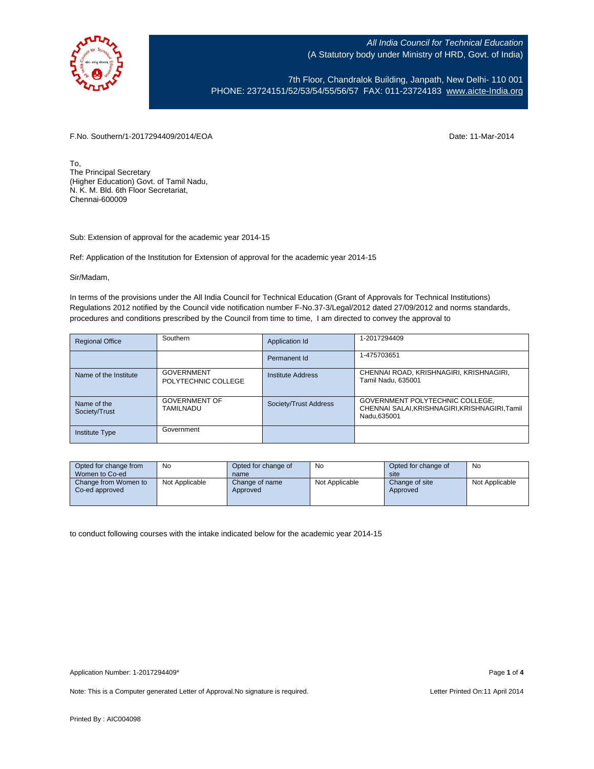All India Council for Technical Education
(A Statutory body under Ministry of HRD, Govt. of India)

7th Floor, Chandralok Building, Janpath, New Delhi- 110 001
PHONE: 23724151/52/53/54/55/56/57 FAX: 011-23724183 www.aicte-India.org

F.No. Southern/1-2017294409/2014/EOA

Date: 11-Mar-2014

To,
The Principal Secretary
(Higher Education) Govt. of Tamil Nadu,
N. K. M. Bld. 6th Floor Secretariat,
Chennai-600009

Sub: Extension of approval for the academic year 2014-15

Ref: Application of the Institution for Extension of approval for the academic year 2014-15

Sir/Madam,

In terms of the provisions under the All India Council for Technical Education (Grant of Approvals for Technical Institutions) Regulations 2012 notified by the Council vide notification number F-No.37-3/Legal/2012 dated 27/09/2012 and norms standards, procedures and conditions prescribed by the Council from time to time, I am directed to convey the approval to

| Regional Office | Southern | Application Id | 1-2017294409 |
|---|---|---|---|
| | | Permanent Id | 1-475703651 |
| Name of the Institute | GOVERNMENT POLYTECHNIC COLLEGE | Institute Address | CHENNAI ROAD, KRISHNAGIRI, KRISHNAGIRI, Tamil Nadu, 635001 |
| Name of the Society/Trust | GOVERNMENT OF TAMILNADU | Society/Trust Address | GOVERNMENT POLYTECHNIC COLLEGE, CHENNAI SALAI,KRISHNAGIRI,KRISHNAGIRI,Tamil Nadu,635001 |
| Institute Type | Government | | |

| Opted for change from Women to Co-ed | No | Opted for change of name | No | Opted for change of site | No |
|---|---|---|---|---|---|
| Change from Women to Co-ed approved | Not Applicable | Change of name Approved | Not Applicable | Change of site Approved | Not Applicable |

to conduct following courses with the intake indicated below for the academic year 2014-15

Application Number: 1-2017294409*

Note: This is a Computer generated Letter of Approval.No signature is required.

Letter Printed On:11 April 2014

Printed By : AIC004098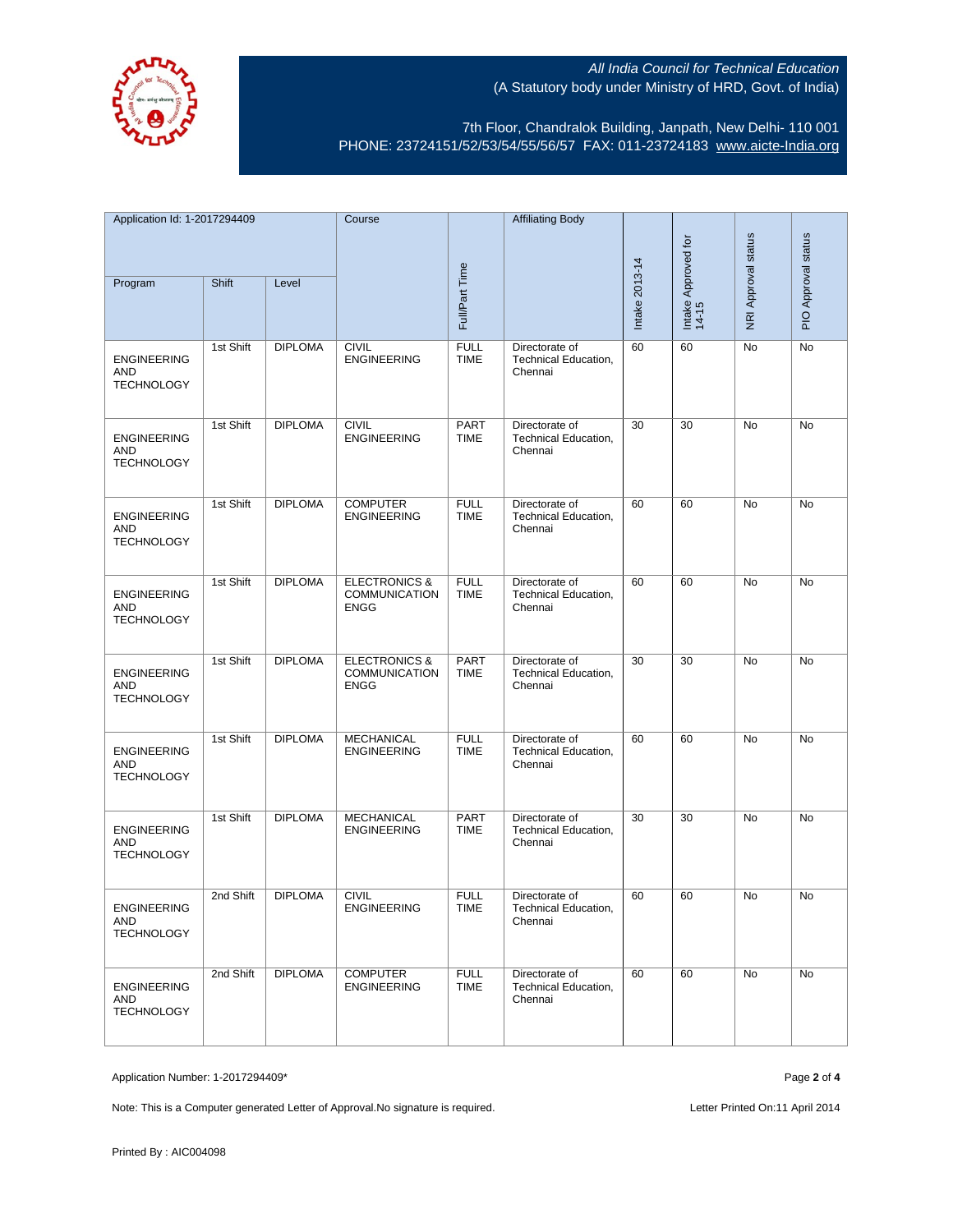All India Council for Technical Education
(A Statutory body under Ministry of HRD, Govt. of India)

7th Floor, Chandralok Building, Janpath, New Delhi- 110 001
PHONE: 23724151/52/53/54/55/56/57 FAX: 011-23724183 www.aicte-India.org

| Application Id: 1-2017294409 | | | Course | Full/Part Time | Affiliating Body | Intake 2013-14 | Intake Approved for 14-15 | NRI Approval status | PIO Approval status |
|---|---|---|---|---|---|---|---|---|---|
| Program | Shift | Level | | | | | | | |
| ENGINEERING AND TECHNOLOGY | 1st Shift | DIPLOMA | CIVIL ENGINEERING | FULL TIME | Directorate of Technical Education, Chennai | 60 | 60 | No | No |
| ENGINEERING AND TECHNOLOGY | 1st Shift | DIPLOMA | CIVIL ENGINEERING | PART TIME | Directorate of Technical Education, Chennai | 30 | 30 | No | No |
| ENGINEERING AND TECHNOLOGY | 1st Shift | DIPLOMA | COMPUTER ENGINEERING | FULL TIME | Directorate of Technical Education, Chennai | 60 | 60 | No | No |
| ENGINEERING AND TECHNOLOGY | 1st Shift | DIPLOMA | ELECTRONICS & COMMUNICATION ENGG | FULL TIME | Directorate of Technical Education, Chennai | 60 | 60 | No | No |
| ENGINEERING AND TECHNOLOGY | 1st Shift | DIPLOMA | ELECTRONICS & COMMUNICATION ENGG | PART TIME | Directorate of Technical Education, Chennai | 30 | 30 | No | No |
| ENGINEERING AND TECHNOLOGY | 1st Shift | DIPLOMA | MECHANICAL ENGINEERING | FULL TIME | Directorate of Technical Education, Chennai | 60 | 60 | No | No |
| ENGINEERING AND TECHNOLOGY | 1st Shift | DIPLOMA | MECHANICAL ENGINEERING | PART TIME | Directorate of Technical Education, Chennai | 30 | 30 | No | No |
| ENGINEERING AND TECHNOLOGY | 2nd Shift | DIPLOMA | CIVIL ENGINEERING | FULL TIME | Directorate of Technical Education, Chennai | 60 | 60 | No | No |
| ENGINEERING AND TECHNOLOGY | 2nd Shift | DIPLOMA | COMPUTER ENGINEERING | FULL TIME | Directorate of Technical Education, Chennai | 60 | 60 | No | No |

Application Number: 1-2017294409*

Note: This is a Computer generated Letter of Approval.No signature is required.

Letter Printed On:11 April 2014

Printed By : AIC004098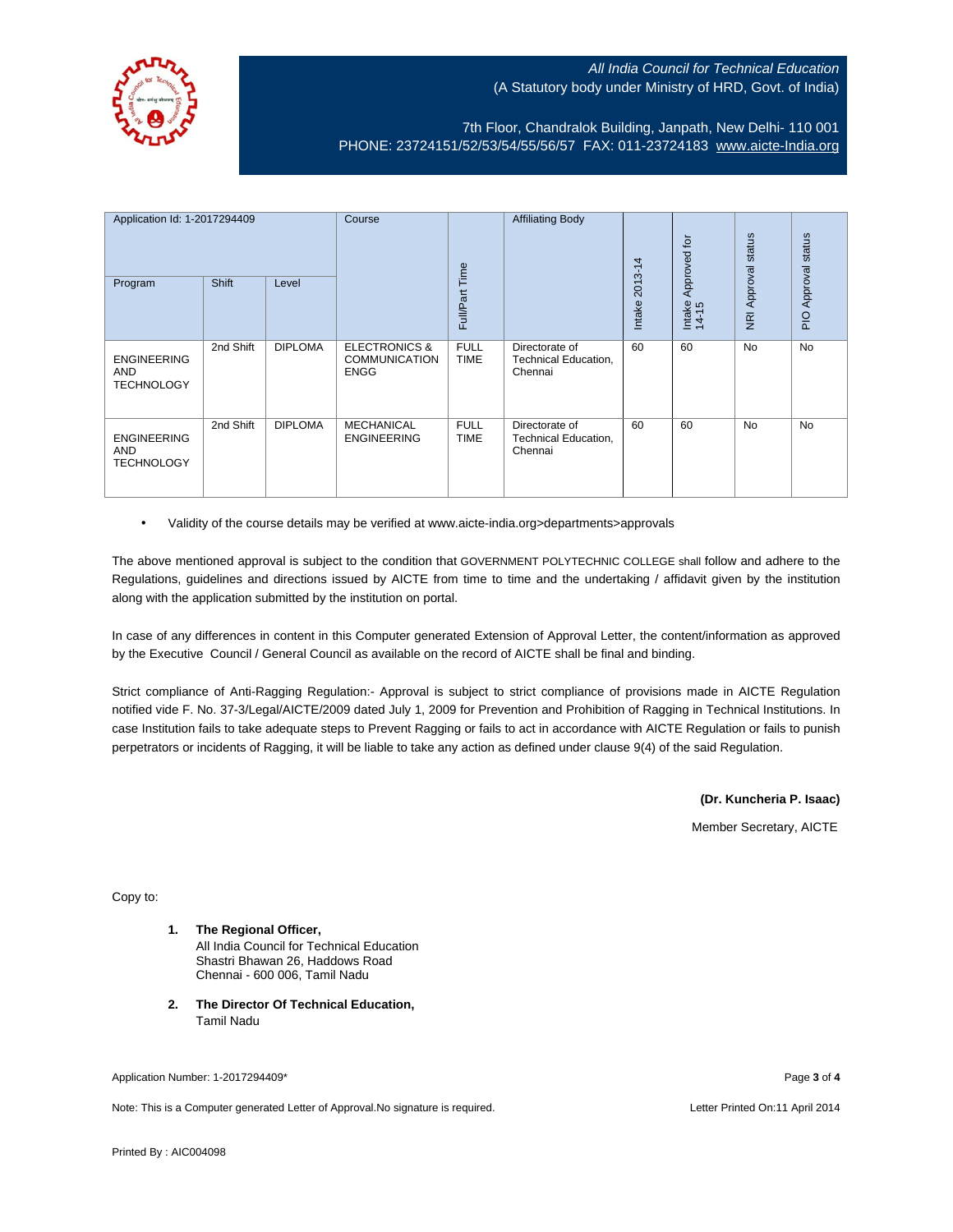All India Council for Technical Education
(A Statutory body under Ministry of HRD, Govt. of India)

7th Floor, Chandralok Building, Janpath, New Delhi- 110 001
PHONE: 23724151/52/53/54/55/56/57 FAX: 011-23724183 www.aicte-India.org

| Application Id: 1-2017294409 | | | Course | Full/Part Time | Affiliating Body | Intake 2013-14 | Intake Approved for 14-15 | NRI Approval status | PIO Approval status |
|---|---|---|---|---|---|---|---|---|---|
| Program | Shift | Level | | | | | | | |
| ENGINEERING AND TECHNOLOGY | 2nd Shift | DIPLOMA | ELECTRONICS & COMMUNICATION ENGG | FULL TIME | Directorate of Technical Education, Chennai | 60 | 60 | No | No |
| ENGINEERING AND TECHNOLOGY | 2nd Shift | DIPLOMA | MECHANICAL ENGINEERING | FULL TIME | Directorate of Technical Education, Chennai | 60 | 60 | No | No |

- Validity of the course details may be verified at www.aicte-india.org>departments>approvals

The above mentioned approval is subject to the condition that GOVERNMENT POLYTECHNIC COLLEGE shall follow and adhere to the Regulations, guidelines and directions issued by AICTE from time to time and the undertaking / affidavit given by the institution along with the application submitted by the institution on portal.

In case of any differences in content in this Computer generated Extension of Approval Letter, the content/information as approved by the Executive Council / General Council as available on the record of AICTE shall be final and binding.

Strict compliance of Anti-Ragging Regulation:- Approval is subject to strict compliance of provisions made in AICTE Regulation notified vide F. No. 37-3/Legal/AICTE/2009 dated July 1, 2009 for Prevention and Prohibition of Ragging in Technical Institutions. In case Institution fails to take adequate steps to Prevent Ragging or fails to act in accordance with AICTE Regulation or fails to punish perpetrators or incidents of Ragging, it will be liable to take any action as defined under clause 9(4) of the said Regulation.

**(Dr. Kuncheria P. Isaac)**

Member Secretary, AICTE

Copy to:

1. **The Regional Officer,**
   All India Council for Technical Education
   Shastri Bhawan 26, Haddows Road
   Chennai - 600 006, Tamil Nadu

2. **The Director Of Technical Education,**
   Tamil Nadu

Application Number: 1-2017294409*

Note: This is a Computer generated Letter of Approval.No signature is required.

Letter Printed On:11 April 2014

Printed By : AIC004098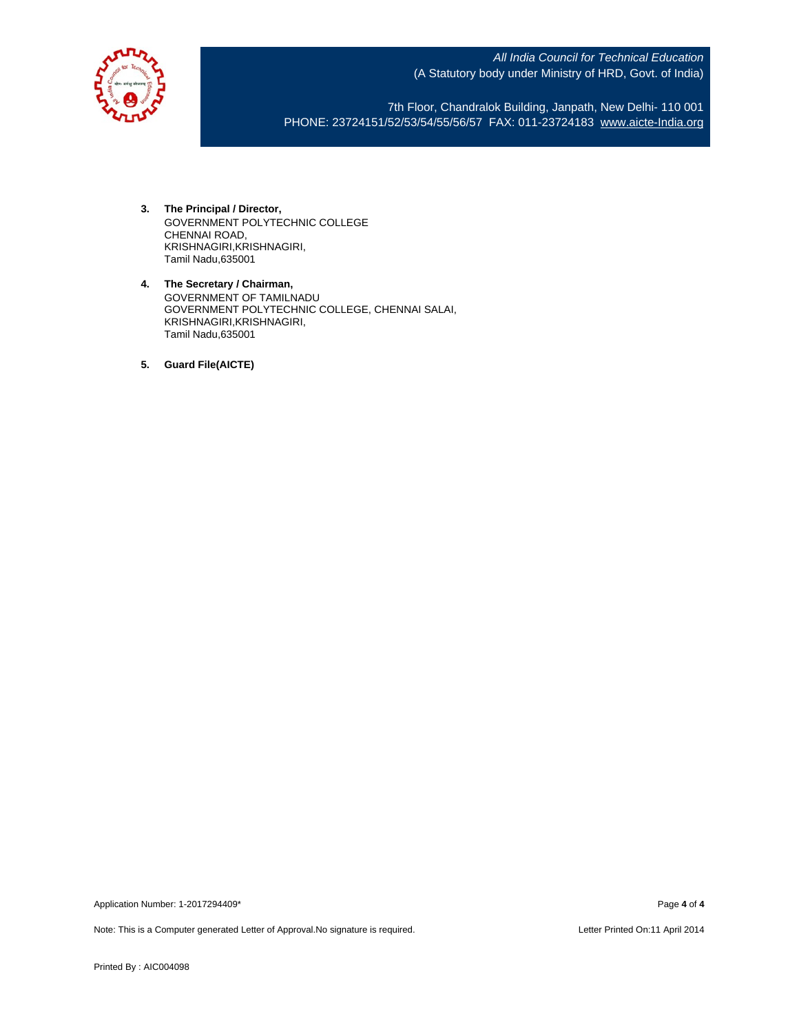3. **The Principal / Director,**
   GOVERNMENT POLYTECHNIC COLLEGE
   CHENNAI ROAD,
   KRISHNAGIRI,KRISHNAGIRI,
   Tamil Nadu,635001

4. **The Secretary / Chairman,**
   GOVERNMENT OF TAMILNADU
   GOVERNMENT POLYTECHNIC COLLEGE, CHENNAI SALAI,
   KRISHNAGIRI,KRISHNAGIRI,
   Tamil Nadu,635001

5. **Guard File(AICTE)**

Application Number: 1-2017294409*

Note: This is a Computer generated Letter of Approval.No signature is required.

Letter Printed On:11 April 2014

Printed By : AIC004098